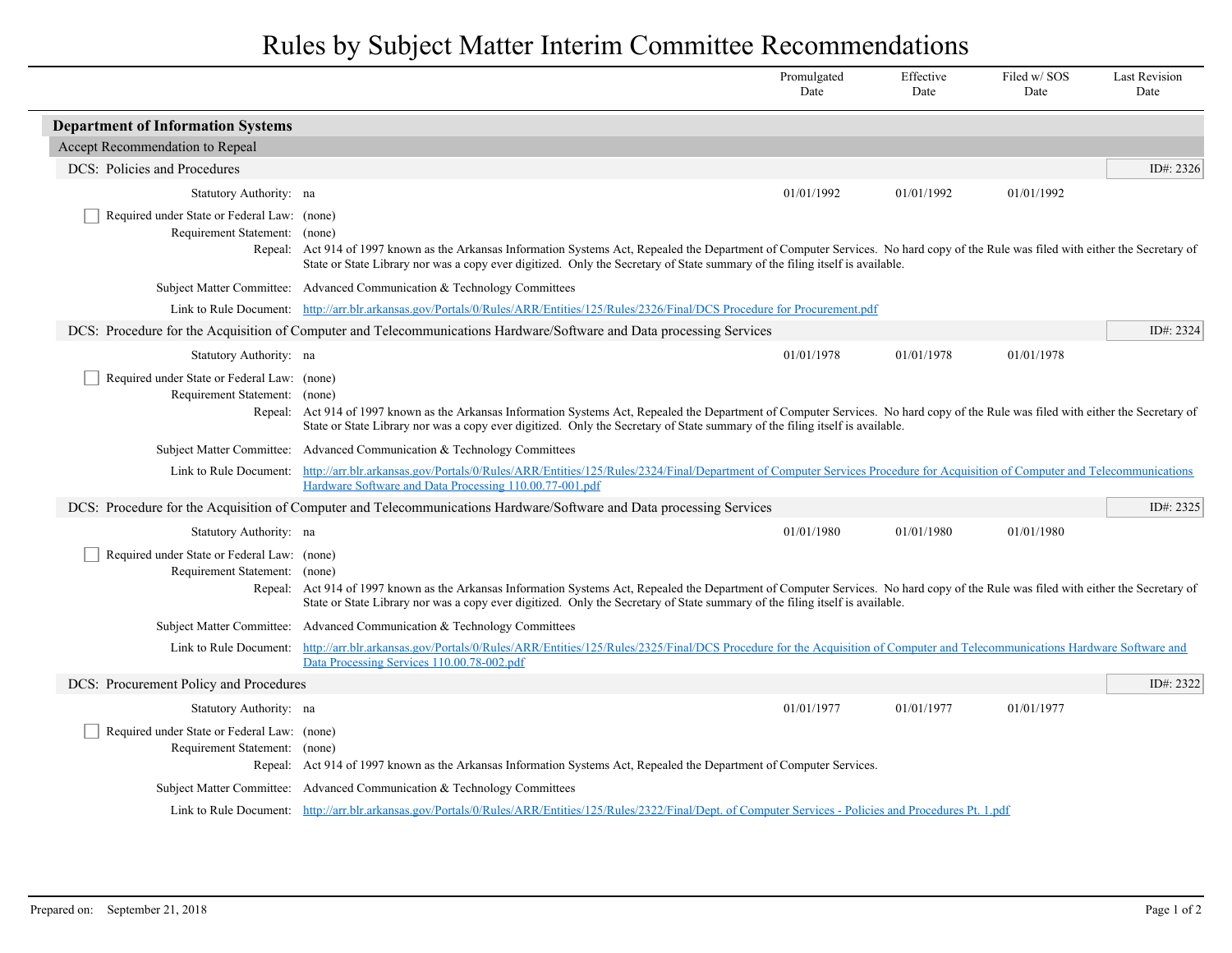# Rules by Subject Matter Interim Committee Recommendations

| | Promulgated Date | Effective Date | Filed w/ SOS Date | Last Revision Date |
|---|---|---|---|---|

## Department of Information Systems

### Accept Recommendation to Repeal

#### DCS: Policies and Procedures — ID#: 2326

| | Promulgated Date | Effective Date | Filed w/ SOS Date | Last Revision Date |
|---|---|---|---|---|
| Statutory Authority: na | 01/01/1992 | 01/01/1992 | 01/01/1992 | |

☐ Required under State or Federal Law: (none)

Requirement Statement: (none)

Repeal: Act 914 of 1997 known as the Arkansas Information Systems Act, Repealed the Department of Computer Services. No hard copy of the Rule was filed with either the Secretary of State or State Library nor was a copy ever digitized. Only the Secretary of State summary of the filing itself is available.

Subject Matter Committee: Advanced Communication & Technology Committees

Link to Rule Document: http://arr.blr.arkansas.gov/Portals/0/Rules/ARR/Entities/125/Rules/2326/Final/DCS Procedure for Procurement.pdf

#### DCS: Procedure for the Acquisition of Computer and Telecommunications Hardware/Software and Data processing Services — ID#: 2324

| | Promulgated Date | Effective Date | Filed w/ SOS Date | Last Revision Date |
|---|---|---|---|---|
| Statutory Authority: na | 01/01/1978 | 01/01/1978 | 01/01/1978 | |

☐ Required under State or Federal Law: (none)

Requirement Statement: (none)

Repeal: Act 914 of 1997 known as the Arkansas Information Systems Act, Repealed the Department of Computer Services. No hard copy of the Rule was filed with either the Secretary of State or State Library nor was a copy ever digitized. Only the Secretary of State summary of the filing itself is available.

Subject Matter Committee: Advanced Communication & Technology Committees

Link to Rule Document: http://arr.blr.arkansas.gov/Portals/0/Rules/ARR/Entities/125/Rules/2324/Final/Department of Computer Services Procedure for Acquisition of Computer and Telecommunications Hardware Software and Data Processing 110.00.77-001.pdf

#### DCS: Procedure for the Acquisition of Computer and Telecommunications Hardware/Software and Data processing Services — ID#: 2325

| | Promulgated Date | Effective Date | Filed w/ SOS Date | Last Revision Date |
|---|---|---|---|---|
| Statutory Authority: na | 01/01/1980 | 01/01/1980 | 01/01/1980 | |

☐ Required under State or Federal Law: (none)

Requirement Statement: (none)

Repeal: Act 914 of 1997 known as the Arkansas Information Systems Act, Repealed the Department of Computer Services. No hard copy of the Rule was filed with either the Secretary of State or State Library nor was a copy ever digitized. Only the Secretary of State summary of the filing itself is available.

Subject Matter Committee: Advanced Communication & Technology Committees

Link to Rule Document: http://arr.blr.arkansas.gov/Portals/0/Rules/ARR/Entities/125/Rules/2325/Final/DCS Procedure for the Acquisition of Computer and Telecommunications Hardware Software and Data Processing Services 110.00.78-002.pdf

#### DCS: Procurement Policy and Procedures — ID#: 2322

| | Promulgated Date | Effective Date | Filed w/ SOS Date | Last Revision Date |
|---|---|---|---|---|
| Statutory Authority: na | 01/01/1977 | 01/01/1977 | 01/01/1977 | |

☐ Required under State or Federal Law: (none)

Requirement Statement: (none)

Repeal: Act 914 of 1997 known as the Arkansas Information Systems Act, Repealed the Department of Computer Services.

Subject Matter Committee: Advanced Communication & Technology Committees

Link to Rule Document: http://arr.blr.arkansas.gov/Portals/0/Rules/ARR/Entities/125/Rules/2322/Final/Dept. of Computer Services - Policies and Procedures Pt. 1.pdf

Prepared on: September 21, 2018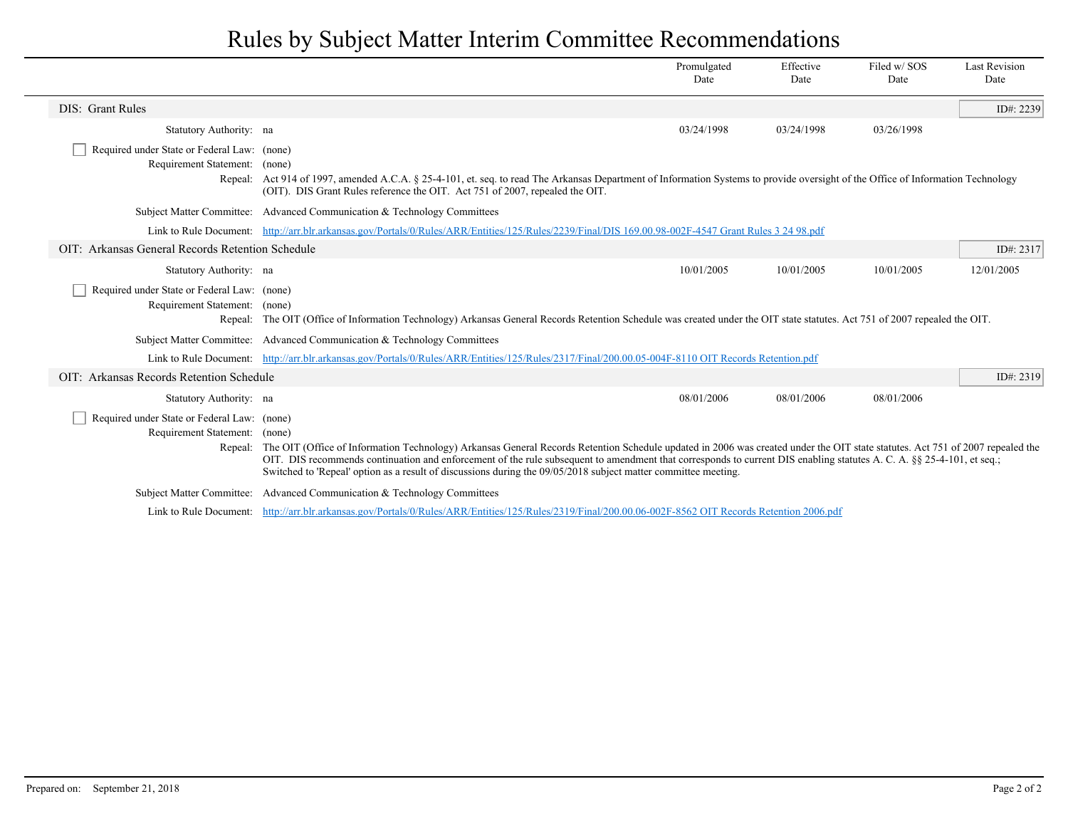# Rules by Subject Matter Interim Committee Recommendations

| | Promulgated Date | Effective Date | Filed w/ SOS Date | Last Revision Date |
|---|---|---|---|---|

## DIS: Grant Rules

ID#: 2239

| | Promulgated Date | Effective Date | Filed w/ SOS Date | Last Revision Date |
|---|---|---|---|---|
| Statutory Authority: na | 03/24/1998 | 03/24/1998 | 03/26/1998 | |

- [ ] Required under State or Federal Law: (none)

Requirement Statement: (none)

Repeal: Act 914 of 1997, amended A.C.A. § 25-4-101, et. seq. to read The Arkansas Department of Information Systems to provide oversight of the Office of Information Technology (OIT). DIS Grant Rules reference the OIT. Act 751 of 2007, repealed the OIT.

Subject Matter Committee: Advanced Communication & Technology Committees

Link to Rule Document: [http://arr.blr.arkansas.gov/Portals/0/Rules/ARR/Entities/125/Rules/2239/Final/DIS 169.00.98-002F-4547 Grant Rules 3 24 98.pdf](http://arr.blr.arkansas.gov/Portals/0/Rules/ARR/Entities/125/Rules/2239/Final/DIS 169.00.98-002F-4547 Grant Rules 3 24 98.pdf)

## OIT: Arkansas General Records Retention Schedule

ID#: 2317

| | Promulgated Date | Effective Date | Filed w/ SOS Date | Last Revision Date |
|---|---|---|---|---|
| Statutory Authority: na | 10/01/2005 | 10/01/2005 | 10/01/2005 | 12/01/2005 |

- [ ] Required under State or Federal Law: (none)

Requirement Statement: (none)

Repeal: The OIT (Office of Information Technology) Arkansas General Records Retention Schedule was created under the OIT state statutes. Act 751 of 2007 repealed the OIT.

Subject Matter Committee: Advanced Communication & Technology Committees

Link to Rule Document: [http://arr.blr.arkansas.gov/Portals/0/Rules/ARR/Entities/125/Rules/2317/Final/200.00.05-004F-8110 OIT Records Retention.pdf](http://arr.blr.arkansas.gov/Portals/0/Rules/ARR/Entities/125/Rules/2317/Final/200.00.05-004F-8110 OIT Records Retention.pdf)

## OIT: Arkansas Records Retention Schedule

ID#: 2319

| | Promulgated Date | Effective Date | Filed w/ SOS Date | Last Revision Date |
|---|---|---|---|---|
| Statutory Authority: na | 08/01/2006 | 08/01/2006 | 08/01/2006 | |

- [ ] Required under State or Federal Law: (none)

Requirement Statement: (none)

Repeal: The OIT (Office of Information Technology) Arkansas General Records Retention Schedule updated in 2006 was created under the OIT state statutes. Act 751 of 2007 repealed the OIT. DIS recommends continuation and enforcement of the rule subsequent to amendment that corresponds to current DIS enabling statutes A. C. A. §§ 25-4-101, et seq.; Switched to 'Repeal' option as a result of discussions during the 09/05/2018 subject matter committee meeting.

Subject Matter Committee: Advanced Communication & Technology Committees

Link to Rule Document: [http://arr.blr.arkansas.gov/Portals/0/Rules/ARR/Entities/125/Rules/2319/Final/200.00.06-002F-8562 OIT Records Retention 2006.pdf](http://arr.blr.arkansas.gov/Portals/0/Rules/ARR/Entities/125/Rules/2319/Final/200.00.06-002F-8562 OIT Records Retention 2006.pdf)

Prepared on: September 21, 2018